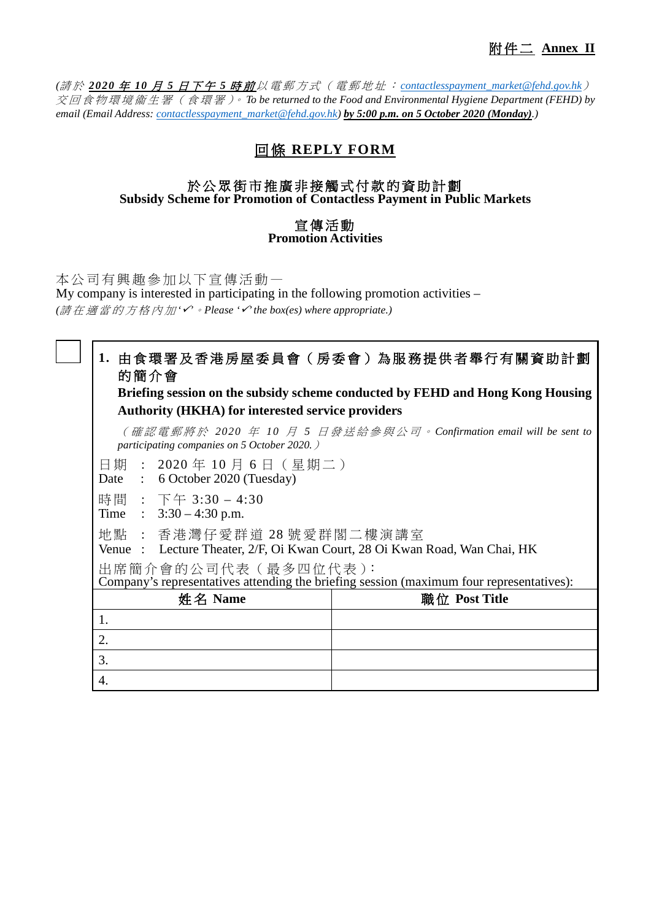**附件二 Annex II**

*(請於 **2020 年 10 月 5 日下午 5 時前**以電郵方式（電郵地址：contactlesspayment_market@fehd.gov.hk）交回食物環境衞生署（食環署）。To be returned to the Food and Environmental Hygiene Department (FEHD) by email (Email Address: contactlesspayment_market@fehd.gov.hk) **by 5:00 p.m. on 5 October 2020 (Monday)**.)*

# 回條 REPLY FORM

## 於公眾街市推廣非接觸式付款的資助計劃
## Subsidy Scheme for Promotion of Contactless Payment in Public Markets

### 宣傳活動
### Promotion Activities

本公司有興趣參加以下宣傳活動—
My company is interested in participating in the following promotion activities –
*(請在適當的方格內加'✓'。Please '✓' the box(es) where appropriate.)*

☐ **1. 由食環署及香港房屋委員會（房委會）為服務提供者舉行有關資助計劃的簡介會**
**Briefing session on the subsidy scheme conducted by FEHD and Hong Kong Housing Authority (HKHA) for interested service providers**

*（確認電郵將於 2020 年 10 月 5 日發送給參與公司。Confirmation email will be sent to participating companies on 5 October 2020.）*

日期 ： 2020 年 10 月 6 日（星期二）
Date : 6 October 2020 (Tuesday)

時間 ： 下午 3:30 – 4:30
Time : 3:30 – 4:30 p.m.

地點 ： 香港灣仔愛群道 28 號愛群閣二樓演講室
Venue : Lecture Theater, 2/F, Oi Kwan Court, 28 Oi Kwan Road, Wan Chai, HK

出席簡介會的公司代表（最多四位代表）：
Company's representatives attending the briefing session (maximum four representatives):

| 姓名 Name | 職位 Post Title |
|---|---|
| 1. | |
| 2. | |
| 3. | |
| 4. | |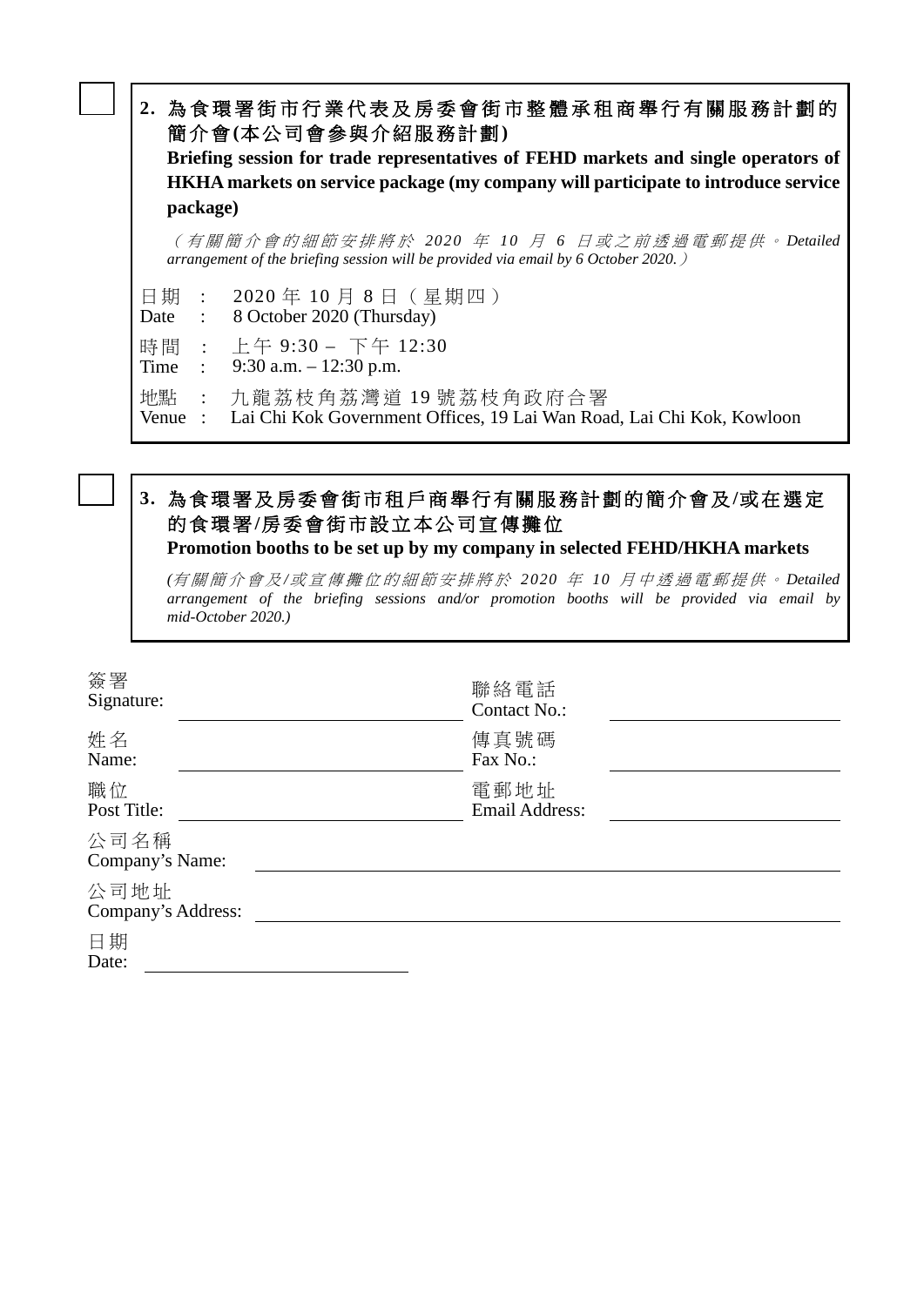☐ **2. 為食環署街市行業代表及房委會街市整體承租商舉行有關服務計劃的簡介會(本公司會參與介紹服務計劃)**
**Briefing session for trade representatives of FEHD markets and single operators of HKHA markets on service package (my company will participate to introduce service package)**

*（有關簡介會的細節安排將於 2020 年 10 月 6 日或之前透過電郵提供。Detailed arrangement of the briefing session will be provided via email by 6 October 2020.）*

日期 : 2020 年 10 月 8 日（星期四）
Date : 8 October 2020 (Thursday)

時間 : 上午 9:30 – 下午 12:30
Time : 9:30 a.m. – 12:30 p.m.

地點 : 九龍荔枝角荔灣道 19 號荔枝角政府合署
Venue : Lai Chi Kok Government Offices, 19 Lai Wan Road, Lai Chi Kok, Kowloon

☐ **3. 為食環署及房委會街市租戶商舉行有關服務計劃的簡介會及/或在選定的食環署/房委會街市設立本公司宣傳攤位**
**Promotion booths to be set up by my company in selected FEHD/HKHA markets**

*(有關簡介會及/或宣傳攤位的細節安排將於 2020 年 10 月中透過電郵提供。Detailed arrangement of the briefing sessions and/or promotion booths will be provided via email by mid-October 2020.)*

簽署
Signature: ______________________

聯絡電話
Contact No.: ______________________

姓名
Name: ______________________

傳真號碼
Fax No.: ______________________

職位
Post Title: ______________________

電郵地址
Email Address: ______________________

公司名稱
Company's Name: ______________________

公司地址
Company's Address: ______________________

日期
Date: ______________________